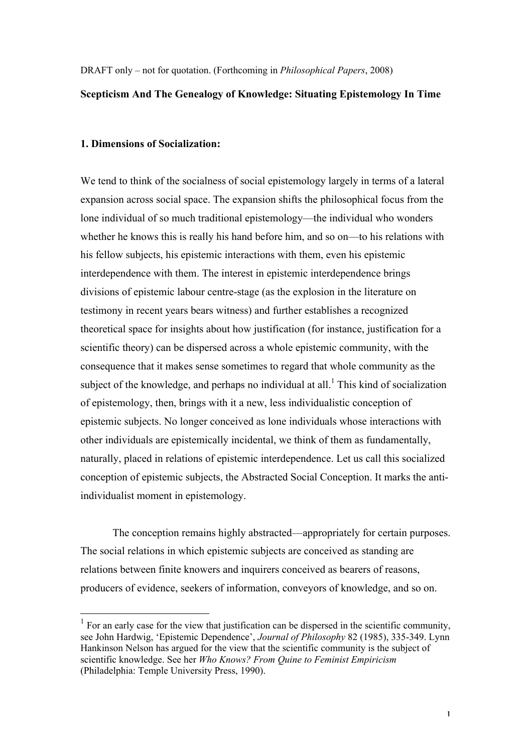DRAFT only – not for quotation. (Forthcoming in *Philosophical Papers*, 2008)

# Scepticism And The Genealogy of Knowledge: Situating Epistemology In Time

## 1. Dimensions of Socialization:

We tend to think of the socialness of social epistemology largely in terms of a lateral expansion across social space. The expansion shifts the philosophical focus from the lone individual of so much traditional epistemology—the individual who wonders whether he knows this is really his hand before him, and so on—to his relations with his fellow subjects, his epistemic interactions with them, even his epistemic interdependence with them. The interest in epistemic interdependence brings divisions of epistemic labour centre-stage (as the explosion in the literature on testimony in recent years bears witness) and further establishes a recognized theoretical space for insights about how justification (for instance, justification for a scientific theory) can be dispersed across a whole epistemic community, with the consequence that it makes sense sometimes to regard that whole community as the subject of the knowledge, and perhaps no individual at all.[1] This kind of socialization of epistemology, then, brings with it a new, less individualistic conception of epistemic subjects. No longer conceived as lone individuals whose interactions with other individuals are epistemically incidental, we think of them as fundamentally, naturally, placed in relations of epistemic interdependence. Let us call this socialized conception of epistemic subjects, the Abstracted Social Conception. It marks the anti-individualist moment in epistemology.

The conception remains highly abstracted—appropriately for certain purposes. The social relations in which epistemic subjects are conceived as standing are relations between finite knowers and inquirers conceived as bearers of reasons, producers of evidence, seekers of information, conveyors of knowledge, and so on.

---

[1] For an early case for the view that justification can be dispersed in the scientific community, see John Hardwig, 'Epistemic Dependence', *Journal of Philosophy* 82 (1985), 335-349. Lynn Hankinson Nelson has argued for the view that the scientific community is the subject of scientific knowledge. See her *Who Knows? From Quine to Feminist Empiricism* (Philadelphia: Temple University Press, 1990).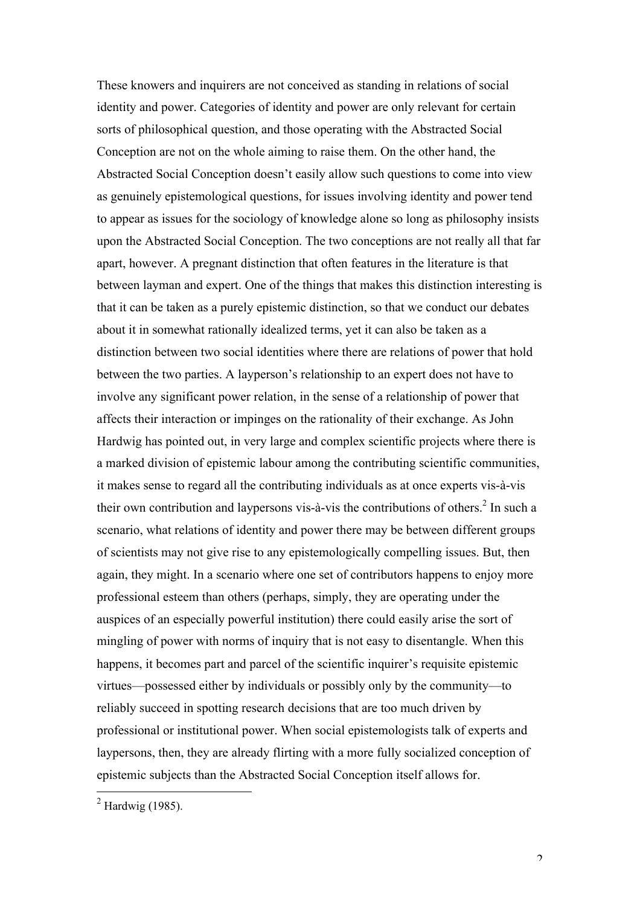These knowers and inquirers are not conceived as standing in relations of social identity and power. Categories of identity and power are only relevant for certain sorts of philosophical question, and those operating with the Abstracted Social Conception are not on the whole aiming to raise them. On the other hand, the Abstracted Social Conception doesn't easily allow such questions to come into view as genuinely epistemological questions, for issues involving identity and power tend to appear as issues for the sociology of knowledge alone so long as philosophy insists upon the Abstracted Social Conception. The two conceptions are not really all that far apart, however. A pregnant distinction that often features in the literature is that between layman and expert. One of the things that makes this distinction interesting is that it can be taken as a purely epistemic distinction, so that we conduct our debates about it in somewhat rationally idealized terms, yet it can also be taken as a distinction between two social identities where there are relations of power that hold between the two parties. A layperson's relationship to an expert does not have to involve any significant power relation, in the sense of a relationship of power that affects their interaction or impinges on the rationality of their exchange. As John Hardwig has pointed out, in very large and complex scientific projects where there is a marked division of epistemic labour among the contributing scientific communities, it makes sense to regard all the contributing individuals as at once experts vis-à-vis their own contribution and laypersons vis-à-vis the contributions of others.[2] In such a scenario, what relations of identity and power there may be between different groups of scientists may not give rise to any epistemologically compelling issues. But, then again, they might. In a scenario where one set of contributors happens to enjoy more professional esteem than others (perhaps, simply, they are operating under the auspices of an especially powerful institution) there could easily arise the sort of mingling of power with norms of inquiry that is not easy to disentangle. When this happens, it becomes part and parcel of the scientific inquirer's requisite epistemic virtues—possessed either by individuals or possibly only by the community—to reliably succeed in spotting research decisions that are too much driven by professional or institutional power. When social epistemologists talk of experts and laypersons, then, they are already flirting with a more fully socialized conception of epistemic subjects than the Abstracted Social Conception itself allows for.

[2] Hardwig (1985).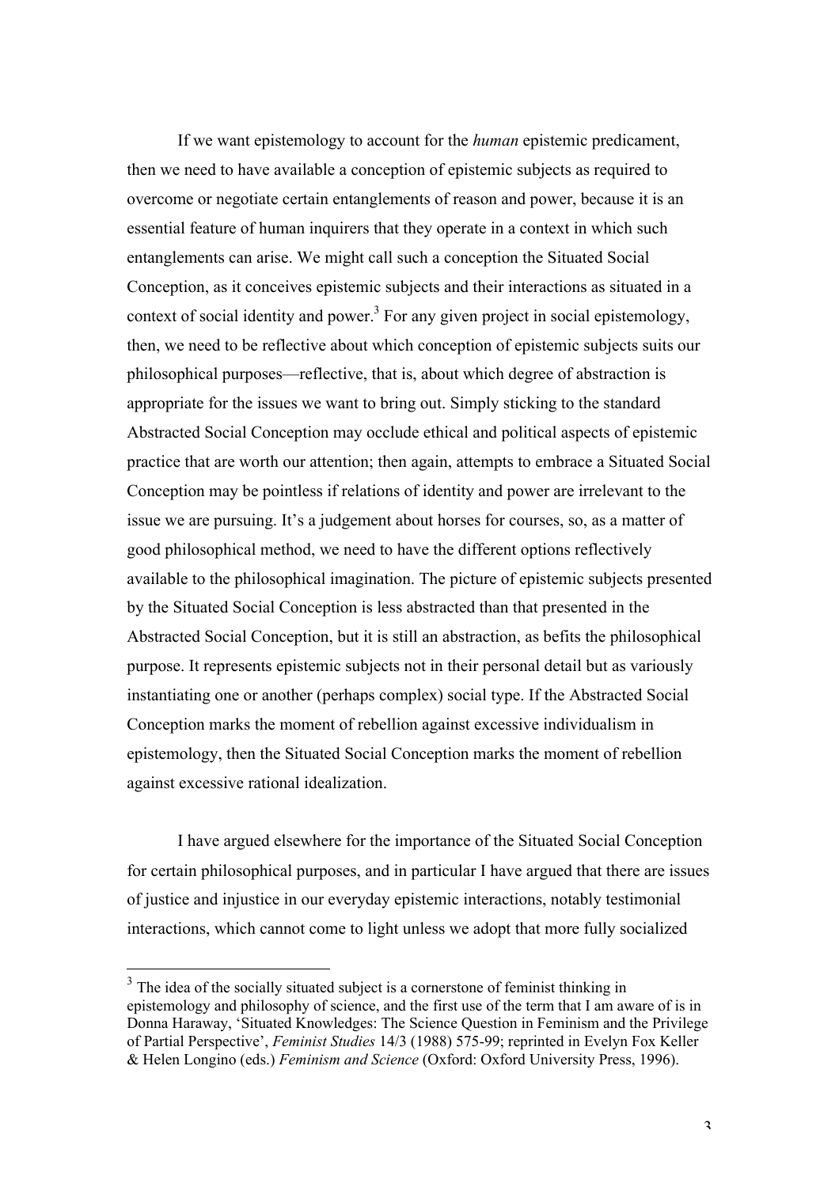If we want epistemology to account for the *human* epistemic predicament, then we need to have available a conception of epistemic subjects as required to overcome or negotiate certain entanglements of reason and power, because it is an essential feature of human inquirers that they operate in a context in which such entanglements can arise. We might call such a conception the Situated Social Conception, as it conceives epistemic subjects and their interactions as situated in a context of social identity and power.[3] For any given project in social epistemology, then, we need to be reflective about which conception of epistemic subjects suits our philosophical purposes—reflective, that is, about which degree of abstraction is appropriate for the issues we want to bring out. Simply sticking to the standard Abstracted Social Conception may occlude ethical and political aspects of epistemic practice that are worth our attention; then again, attempts to embrace a Situated Social Conception may be pointless if relations of identity and power are irrelevant to the issue we are pursuing. It's a judgement about horses for courses, so, as a matter of good philosophical method, we need to have the different options reflectively available to the philosophical imagination. The picture of epistemic subjects presented by the Situated Social Conception is less abstracted than that presented in the Abstracted Social Conception, but it is still an abstraction, as befits the philosophical purpose. It represents epistemic subjects not in their personal detail but as variously instantiating one or another (perhaps complex) social type. If the Abstracted Social Conception marks the moment of rebellion against excessive individualism in epistemology, then the Situated Social Conception marks the moment of rebellion against excessive rational idealization.

I have argued elsewhere for the importance of the Situated Social Conception for certain philosophical purposes, and in particular I have argued that there are issues of justice and injustice in our everyday epistemic interactions, notably testimonial interactions, which cannot come to light unless we adopt that more fully socialized

[3] The idea of the socially situated subject is a cornerstone of feminist thinking in epistemology and philosophy of science, and the first use of the term that I am aware of is in Donna Haraway, 'Situated Knowledges: The Science Question in Feminism and the Privilege of Partial Perspective', *Feminist Studies* 14/3 (1988) 575-99; reprinted in Evelyn Fox Keller & Helen Longino (eds.) *Feminism and Science* (Oxford: Oxford University Press, 1996).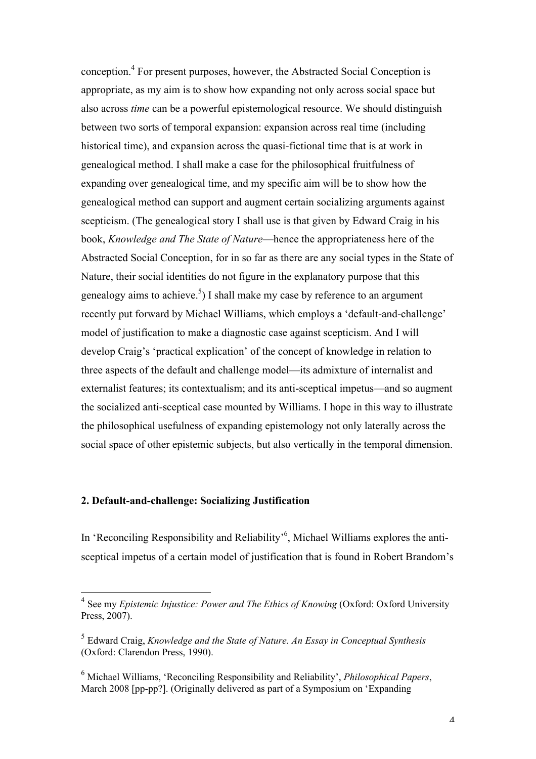conception.[4] For present purposes, however, the Abstracted Social Conception is appropriate, as my aim is to show how expanding not only across social space but also across *time* can be a powerful epistemological resource. We should distinguish between two sorts of temporal expansion: expansion across real time (including historical time), and expansion across the quasi-fictional time that is at work in genealogical method. I shall make a case for the philosophical fruitfulness of expanding over genealogical time, and my specific aim will be to show how the genealogical method can support and augment certain socializing arguments against scepticism. (The genealogical story I shall use is that given by Edward Craig in his book, *Knowledge and The State of Nature*—hence the appropriateness here of the Abstracted Social Conception, for in so far as there are any social types in the State of Nature, their social identities do not figure in the explanatory purpose that this genealogy aims to achieve.[5]) I shall make my case by reference to an argument recently put forward by Michael Williams, which employs a 'default-and-challenge' model of justification to make a diagnostic case against scepticism. And I will develop Craig's 'practical explication' of the concept of knowledge in relation to three aspects of the default and challenge model—its admixture of internalist and externalist features; its contextualism; and its anti-sceptical impetus—and so augment the socialized anti-sceptical case mounted by Williams. I hope in this way to illustrate the philosophical usefulness of expanding epistemology not only laterally across the social space of other epistemic subjects, but also vertically in the temporal dimension.

## 2. Default-and-challenge: Socializing Justification

In 'Reconciling Responsibility and Reliability'[6], Michael Williams explores the anti-sceptical impetus of a certain model of justification that is found in Robert Brandom's

---

[4] See my *Epistemic Injustice: Power and The Ethics of Knowing* (Oxford: Oxford University Press, 2007).

[5] Edward Craig, *Knowledge and the State of Nature. An Essay in Conceptual Synthesis* (Oxford: Clarendon Press, 1990).

[6] Michael Williams, 'Reconciling Responsibility and Reliability', *Philosophical Papers*, March 2008 [pp-pp?]. (Originally delivered as part of a Symposium on 'Expanding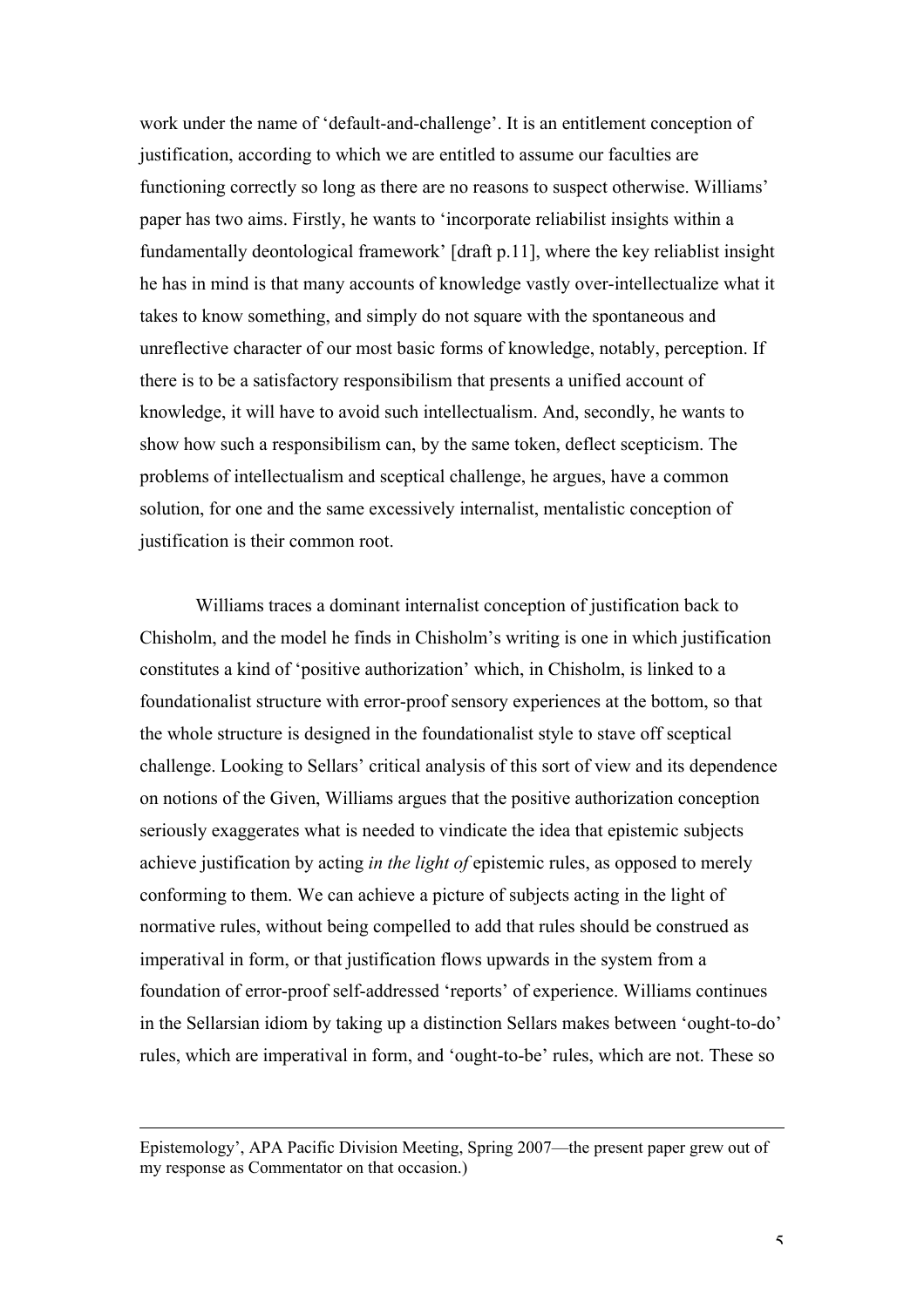work under the name of 'default-and-challenge'. It is an entitlement conception of justification, according to which we are entitled to assume our faculties are functioning correctly so long as there are no reasons to suspect otherwise. Williams' paper has two aims. Firstly, he wants to 'incorporate reliabilist insights within a fundamentally deontological framework' [draft p.11], where the key reliablist insight he has in mind is that many accounts of knowledge vastly over-intellectualize what it takes to know something, and simply do not square with the spontaneous and unreflective character of our most basic forms of knowledge, notably, perception. If there is to be a satisfactory responsibilism that presents a unified account of knowledge, it will have to avoid such intellectualism. And, secondly, he wants to show how such a responsibilism can, by the same token, deflect scepticism. The problems of intellectualism and sceptical challenge, he argues, have a common solution, for one and the same excessively internalist, mentalistic conception of justification is their common root.

Williams traces a dominant internalist conception of justification back to Chisholm, and the model he finds in Chisholm's writing is one in which justification constitutes a kind of 'positive authorization' which, in Chisholm, is linked to a foundationalist structure with error-proof sensory experiences at the bottom, so that the whole structure is designed in the foundationalist style to stave off sceptical challenge. Looking to Sellars' critical analysis of this sort of view and its dependence on notions of the Given, Williams argues that the positive authorization conception seriously exaggerates what is needed to vindicate the idea that epistemic subjects achieve justification by acting *in the light of* epistemic rules, as opposed to merely conforming to them. We can achieve a picture of subjects acting in the light of normative rules, without being compelled to add that rules should be construed as imperatival in form, or that justification flows upwards in the system from a foundation of error-proof self-addressed 'reports' of experience. Williams continues in the Sellarsian idiom by taking up a distinction Sellars makes between 'ought-to-do' rules, which are imperatival in form, and 'ought-to-be' rules, which are not. These so

---

Epistemology', APA Pacific Division Meeting, Spring 2007—the present paper grew out of my response as Commentator on that occasion.)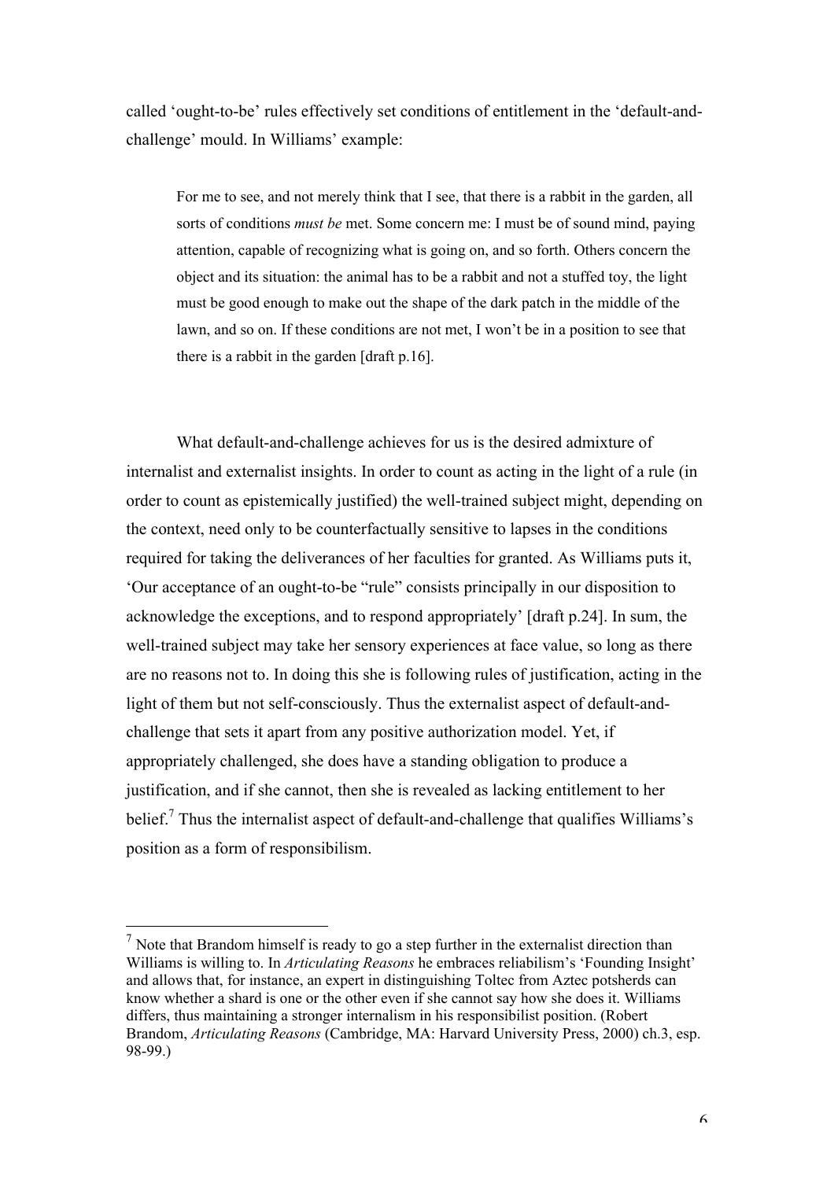called 'ought-to-be' rules effectively set conditions of entitlement in the 'default-and-challenge' mould. In Williams' example:

> For me to see, and not merely think that I see, that there is a rabbit in the garden, all sorts of conditions *must be* met. Some concern me: I must be of sound mind, paying attention, capable of recognizing what is going on, and so forth. Others concern the object and its situation: the animal has to be a rabbit and not a stuffed toy, the light must be good enough to make out the shape of the dark patch in the middle of the lawn, and so on. If these conditions are not met, I won't be in a position to see that there is a rabbit in the garden [draft p.16].

What default-and-challenge achieves for us is the desired admixture of internalist and externalist insights. In order to count as acting in the light of a rule (in order to count as epistemically justified) the well-trained subject might, depending on the context, need only to be counterfactually sensitive to lapses in the conditions required for taking the deliverances of her faculties for granted. As Williams puts it, 'Our acceptance of an ought-to-be "rule" consists principally in our disposition to acknowledge the exceptions, and to respond appropriately' [draft p.24]. In sum, the well-trained subject may take her sensory experiences at face value, so long as there are no reasons not to. In doing this she is following rules of justification, acting in the light of them but not self-consciously. Thus the externalist aspect of default-and-challenge that sets it apart from any positive authorization model. Yet, if appropriately challenged, she does have a standing obligation to produce a justification, and if she cannot, then she is revealed as lacking entitlement to her belief.[7] Thus the internalist aspect of default-and-challenge that qualifies Williams's position as a form of responsibilism.

[7] Note that Brandom himself is ready to go a step further in the externalist direction than Williams is willing to. In *Articulating Reasons* he embraces reliabilism's 'Founding Insight' and allows that, for instance, an expert in distinguishing Toltec from Aztec potsherds can know whether a shard is one or the other even if she cannot say how she does it. Williams differs, thus maintaining a stronger internalism in his responsibilist position. (Robert Brandom, *Articulating Reasons* (Cambridge, MA: Harvard University Press, 2000) ch.3, esp. 98-99.)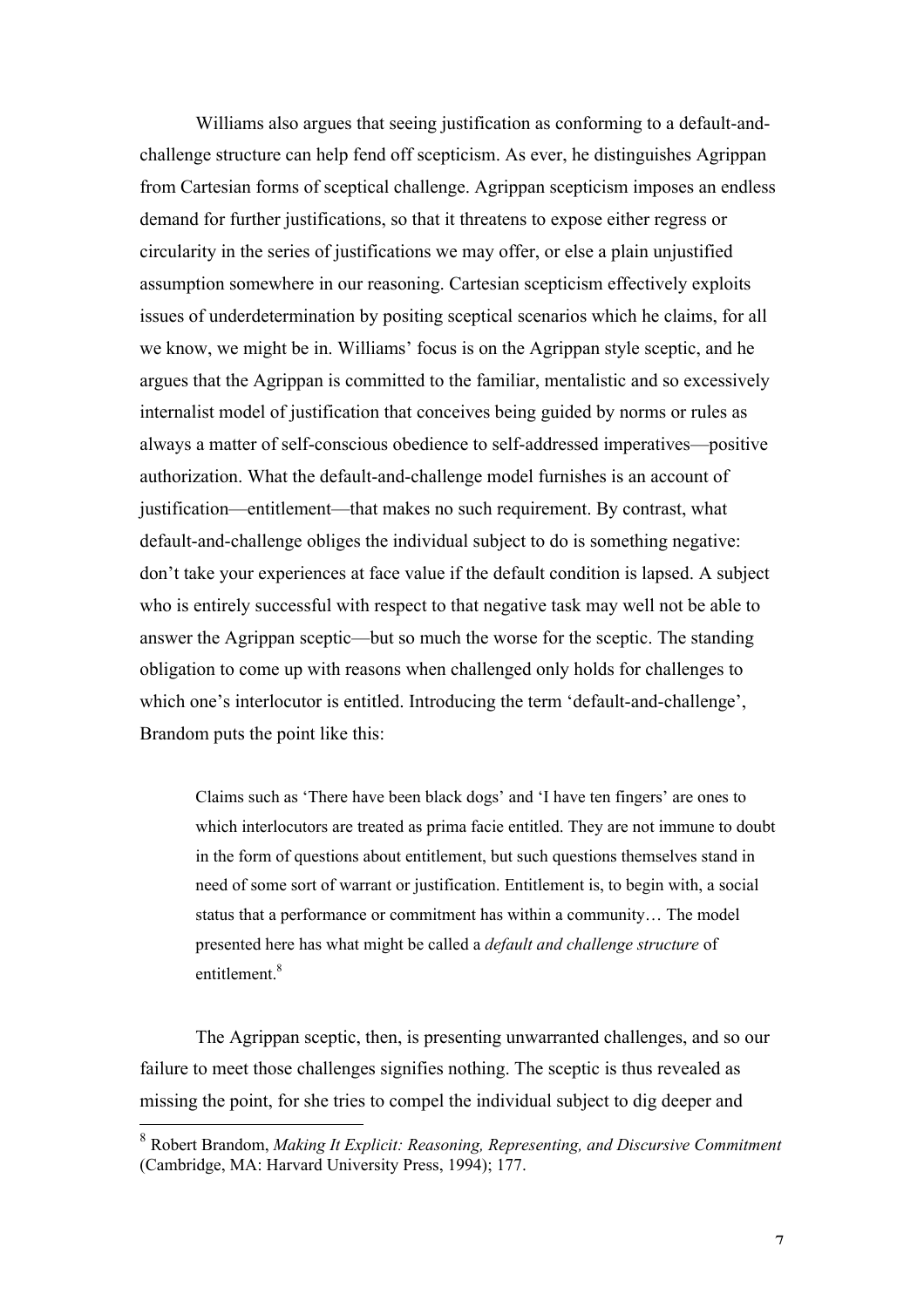Williams also argues that seeing justification as conforming to a default-and-challenge structure can help fend off scepticism. As ever, he distinguishes Agrippan from Cartesian forms of sceptical challenge. Agrippan scepticism imposes an endless demand for further justifications, so that it threatens to expose either regress or circularity in the series of justifications we may offer, or else a plain unjustified assumption somewhere in our reasoning. Cartesian scepticism effectively exploits issues of underdetermination by positing sceptical scenarios which he claims, for all we know, we might be in. Williams' focus is on the Agrippan style sceptic, and he argues that the Agrippan is committed to the familiar, mentalistic and so excessively internalist model of justification that conceives being guided by norms or rules as always a matter of self-conscious obedience to self-addressed imperatives—positive authorization. What the default-and-challenge model furnishes is an account of justification—entitlement—that makes no such requirement. By contrast, what default-and-challenge obliges the individual subject to do is something negative: don't take your experiences at face value if the default condition is lapsed. A subject who is entirely successful with respect to that negative task may well not be able to answer the Agrippan sceptic—but so much the worse for the sceptic. The standing obligation to come up with reasons when challenged only holds for challenges to which one's interlocutor is entitled. Introducing the term 'default-and-challenge', Brandom puts the point like this:

> Claims such as 'There have been black dogs' and 'I have ten fingers' are ones to which interlocutors are treated as prima facie entitled. They are not immune to doubt in the form of questions about entitlement, but such questions themselves stand in need of some sort of warrant or justification. Entitlement is, to begin with, a social status that a performance or commitment has within a community… The model presented here has what might be called a *default and challenge structure* of entitlement.[8]

The Agrippan sceptic, then, is presenting unwarranted challenges, and so our failure to meet those challenges signifies nothing. The sceptic is thus revealed as missing the point, for she tries to compel the individual subject to dig deeper and

---

[8] Robert Brandom, *Making It Explicit: Reasoning, Representing, and Discursive Commitment* (Cambridge, MA: Harvard University Press, 1994); 177.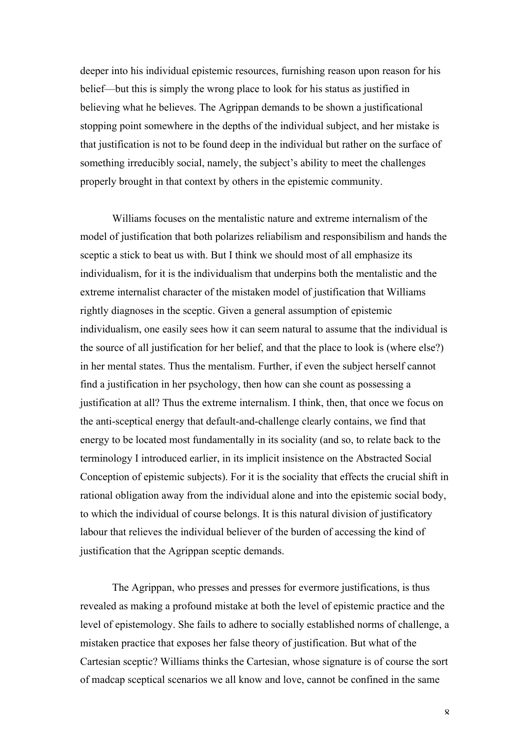deeper into his individual epistemic resources, furnishing reason upon reason for his belief—but this is simply the wrong place to look for his status as justified in believing what he believes. The Agrippan demands to be shown a justificational stopping point somewhere in the depths of the individual subject, and her mistake is that justification is not to be found deep in the individual but rather on the surface of something irreducibly social, namely, the subject's ability to meet the challenges properly brought in that context by others in the epistemic community.

Williams focuses on the mentalistic nature and extreme internalism of the model of justification that both polarizes reliabilism and responsibilism and hands the sceptic a stick to beat us with. But I think we should most of all emphasize its individualism, for it is the individualism that underpins both the mentalistic and the extreme internalist character of the mistaken model of justification that Williams rightly diagnoses in the sceptic. Given a general assumption of epistemic individualism, one easily sees how it can seem natural to assume that the individual is the source of all justification for her belief, and that the place to look is (where else?) in her mental states. Thus the mentalism. Further, if even the subject herself cannot find a justification in her psychology, then how can she count as possessing a justification at all? Thus the extreme internalism. I think, then, that once we focus on the anti-sceptical energy that default-and-challenge clearly contains, we find that energy to be located most fundamentally in its sociality (and so, to relate back to the terminology I introduced earlier, in its implicit insistence on the Abstracted Social Conception of epistemic subjects). For it is the sociality that effects the crucial shift in rational obligation away from the individual alone and into the epistemic social body, to which the individual of course belongs. It is this natural division of justificatory labour that relieves the individual believer of the burden of accessing the kind of justification that the Agrippan sceptic demands.

The Agrippan, who presses and presses for evermore justifications, is thus revealed as making a profound mistake at both the level of epistemic practice and the level of epistemology. She fails to adhere to socially established norms of challenge, a mistaken practice that exposes her false theory of justification. But what of the Cartesian sceptic? Williams thinks the Cartesian, whose signature is of course the sort of madcap sceptical scenarios we all know and love, cannot be confined in the same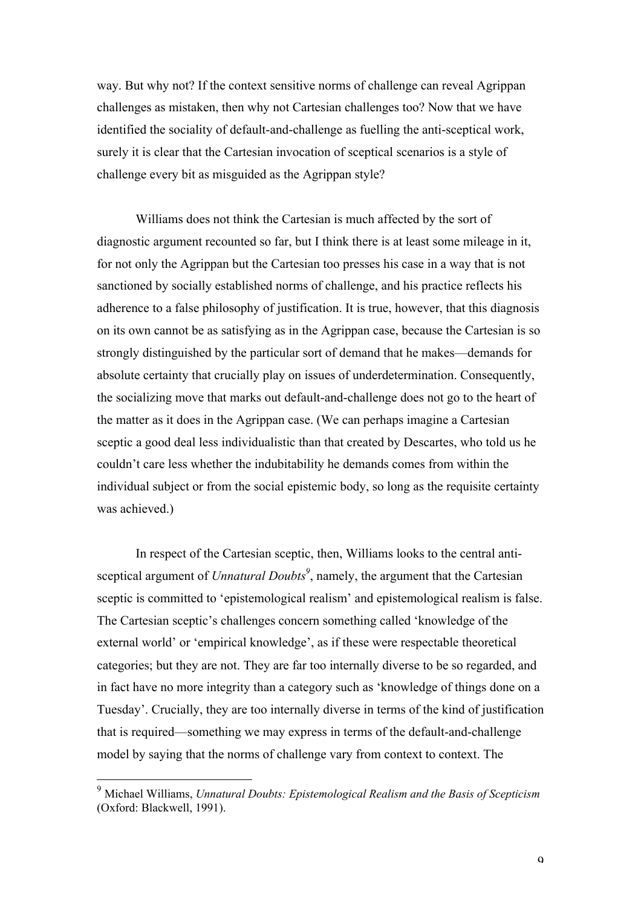way. But why not? If the context sensitive norms of challenge can reveal Agrippan challenges as mistaken, then why not Cartesian challenges too? Now that we have identified the sociality of default-and-challenge as fuelling the anti-sceptical work, surely it is clear that the Cartesian invocation of sceptical scenarios is a style of challenge every bit as misguided as the Agrippan style?

Williams does not think the Cartesian is much affected by the sort of diagnostic argument recounted so far, but I think there is at least some mileage in it, for not only the Agrippan but the Cartesian too presses his case in a way that is not sanctioned by socially established norms of challenge, and his practice reflects his adherence to a false philosophy of justification. It is true, however, that this diagnosis on its own cannot be as satisfying as in the Agrippan case, because the Cartesian is so strongly distinguished by the particular sort of demand that he makes—demands for absolute certainty that crucially play on issues of underdetermination. Consequently, the socializing move that marks out default-and-challenge does not go to the heart of the matter as it does in the Agrippan case. (We can perhaps imagine a Cartesian sceptic a good deal less individualistic than that created by Descartes, who told us he couldn't care less whether the indubitability he demands comes from within the individual subject or from the social epistemic body, so long as the requisite certainty was achieved.)

In respect of the Cartesian sceptic, then, Williams looks to the central anti-sceptical argument of *Unnatural Doubts*[9], namely, the argument that the Cartesian sceptic is committed to 'epistemological realism' and epistemological realism is false. The Cartesian sceptic's challenges concern something called 'knowledge of the external world' or 'empirical knowledge', as if these were respectable theoretical categories; but they are not. They are far too internally diverse to be so regarded, and in fact have no more integrity than a category such as 'knowledge of things done on a Tuesday'. Crucially, they are too internally diverse in terms of the kind of justification that is required—something we may express in terms of the default-and-challenge model by saying that the norms of challenge vary from context to context. The

---

[9] Michael Williams, *Unnatural Doubts: Epistemological Realism and the Basis of Scepticism* (Oxford: Blackwell, 1991).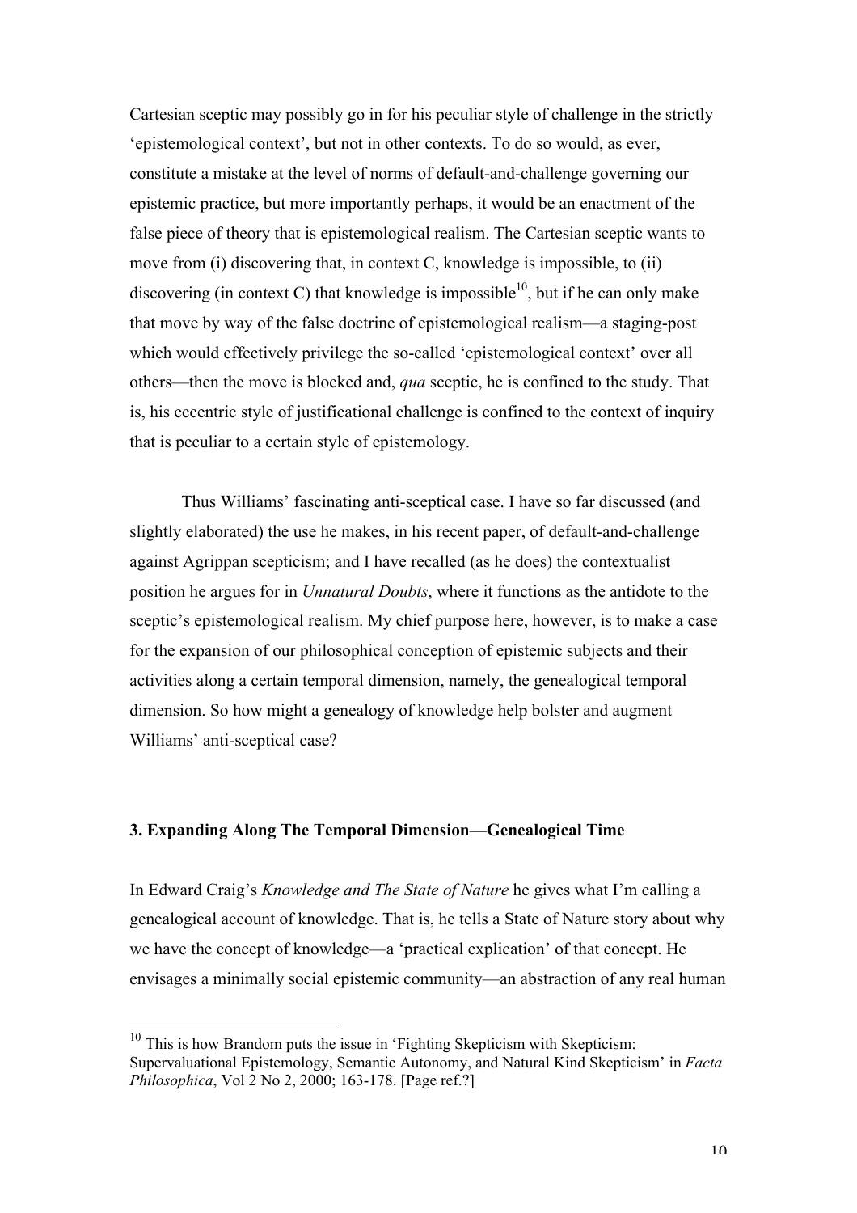Cartesian sceptic may possibly go in for his peculiar style of challenge in the strictly 'epistemological context', but not in other contexts. To do so would, as ever, constitute a mistake at the level of norms of default-and-challenge governing our epistemic practice, but more importantly perhaps, it would be an enactment of the false piece of theory that is epistemological realism. The Cartesian sceptic wants to move from (i) discovering that, in context C, knowledge is impossible, to (ii) discovering (in context C) that knowledge is impossible[10], but if he can only make that move by way of the false doctrine of epistemological realism—a staging-post which would effectively privilege the so-called 'epistemological context' over all others—then the move is blocked and, *qua* sceptic, he is confined to the study. That is, his eccentric style of justificational challenge is confined to the context of inquiry that is peculiar to a certain style of epistemology.

Thus Williams' fascinating anti-sceptical case. I have so far discussed (and slightly elaborated) the use he makes, in his recent paper, of default-and-challenge against Agrippan scepticism; and I have recalled (as he does) the contextualist position he argues for in *Unnatural Doubts*, where it functions as the antidote to the sceptic's epistemological realism. My chief purpose here, however, is to make a case for the expansion of our philosophical conception of epistemic subjects and their activities along a certain temporal dimension, namely, the genealogical temporal dimension. So how might a genealogy of knowledge help bolster and augment Williams' anti-sceptical case?

### 3. Expanding Along The Temporal Dimension—Genealogical Time

In Edward Craig's *Knowledge and The State of Nature* he gives what I'm calling a genealogical account of knowledge. That is, he tells a State of Nature story about why we have the concept of knowledge—a 'practical explication' of that concept. He envisages a minimally social epistemic community—an abstraction of any real human

[10] This is how Brandom puts the issue in 'Fighting Skepticism with Skepticism: Supervaluational Epistemology, Semantic Autonomy, and Natural Kind Skepticism' in *Facta Philosophica*, Vol 2 No 2, 2000; 163-178. [Page ref.?]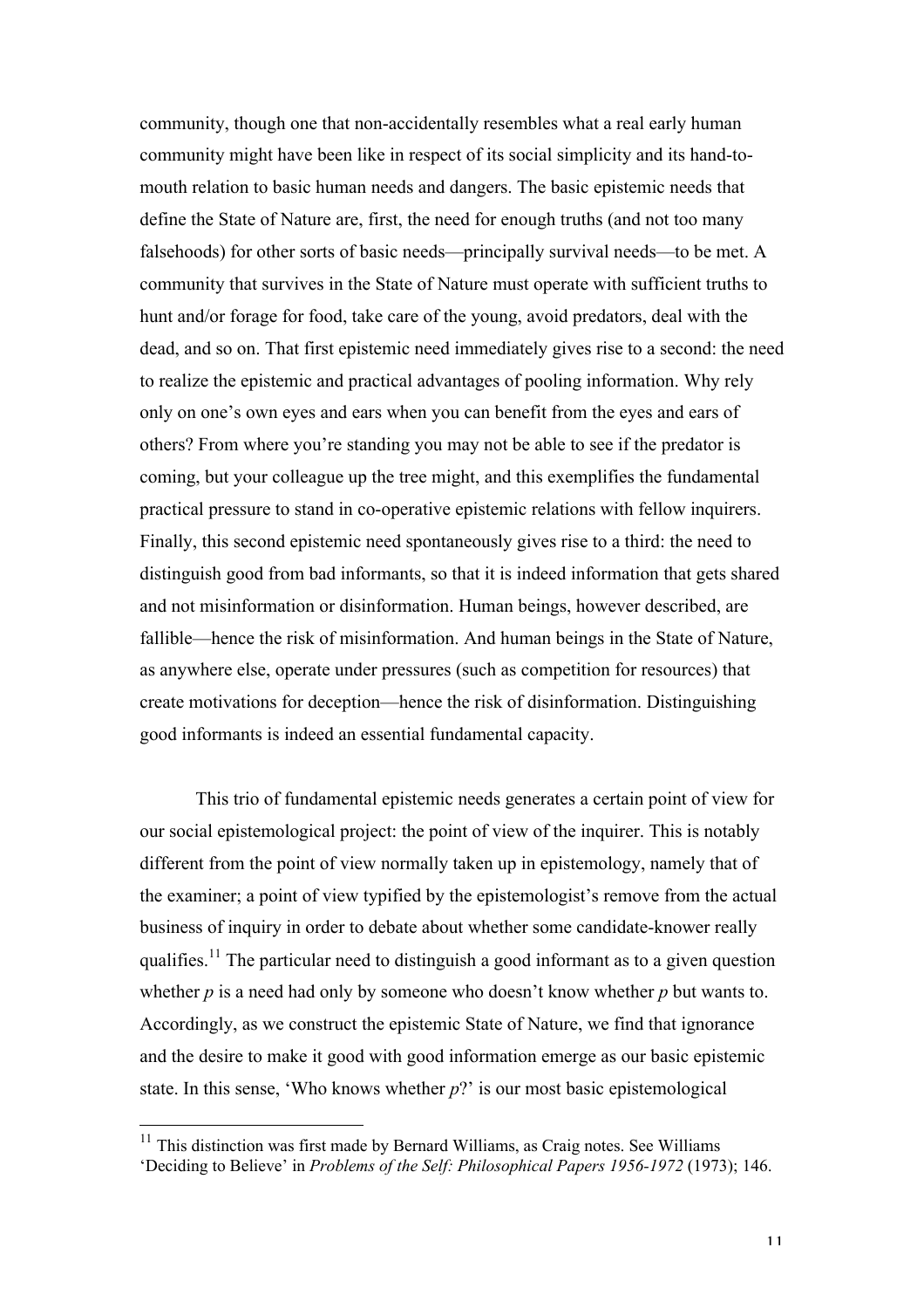community, though one that non-accidentally resembles what a real early human community might have been like in respect of its social simplicity and its hand-to-mouth relation to basic human needs and dangers. The basic epistemic needs that define the State of Nature are, first, the need for enough truths (and not too many falsehoods) for other sorts of basic needs—principally survival needs—to be met. A community that survives in the State of Nature must operate with sufficient truths to hunt and/or forage for food, take care of the young, avoid predators, deal with the dead, and so on. That first epistemic need immediately gives rise to a second: the need to realize the epistemic and practical advantages of pooling information. Why rely only on one's own eyes and ears when you can benefit from the eyes and ears of others? From where you're standing you may not be able to see if the predator is coming, but your colleague up the tree might, and this exemplifies the fundamental practical pressure to stand in co-operative epistemic relations with fellow inquirers. Finally, this second epistemic need spontaneously gives rise to a third: the need to distinguish good from bad informants, so that it is indeed information that gets shared and not misinformation or disinformation. Human beings, however described, are fallible—hence the risk of misinformation. And human beings in the State of Nature, as anywhere else, operate under pressures (such as competition for resources) that create motivations for deception—hence the risk of disinformation. Distinguishing good informants is indeed an essential fundamental capacity.

This trio of fundamental epistemic needs generates a certain point of view for our social epistemological project: the point of view of the inquirer. This is notably different from the point of view normally taken up in epistemology, namely that of the examiner; a point of view typified by the epistemologist's remove from the actual business of inquiry in order to debate about whether some candidate-knower really qualifies.[11] The particular need to distinguish a good informant as to a given question whether *p* is a need had only by someone who doesn't know whether *p* but wants to. Accordingly, as we construct the epistemic State of Nature, we find that ignorance and the desire to make it good with good information emerge as our basic epistemic state. In this sense, 'Who knows whether *p*?' is our most basic epistemological

[11] This distinction was first made by Bernard Williams, as Craig notes. See Williams 'Deciding to Believe' in *Problems of the Self: Philosophical Papers 1956-1972* (1973); 146.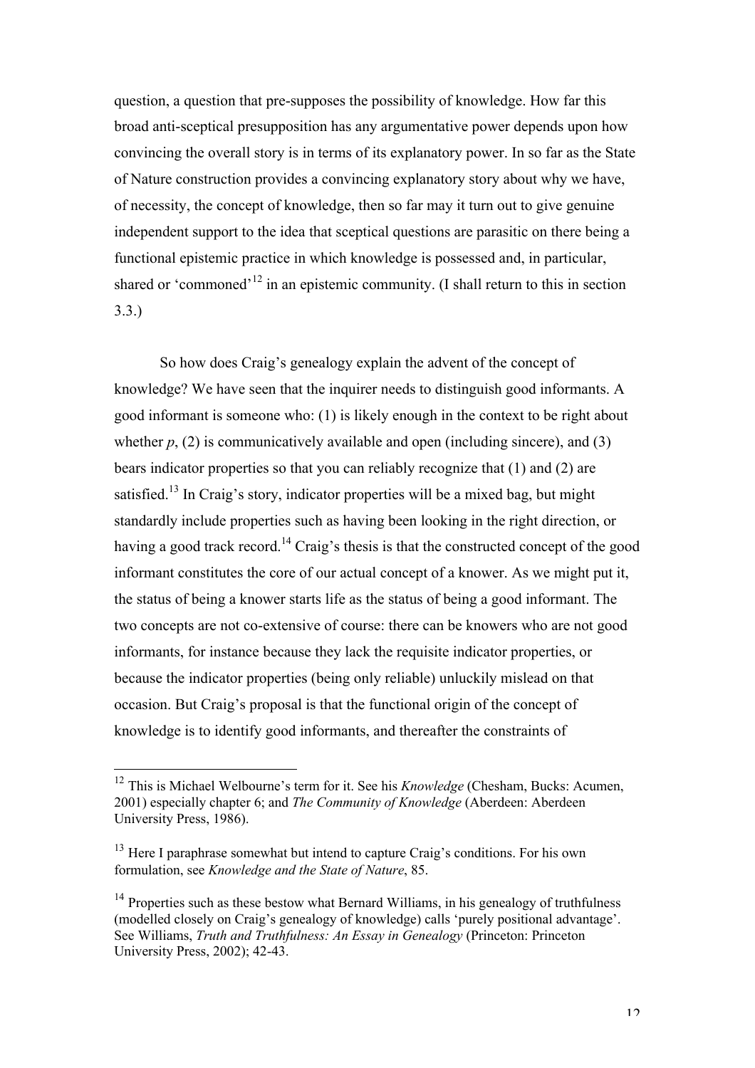question, a question that pre-supposes the possibility of knowledge. How far this broad anti-sceptical presupposition has any argumentative power depends upon how convincing the overall story is in terms of its explanatory power. In so far as the State of Nature construction provides a convincing explanatory story about why we have, of necessity, the concept of knowledge, then so far may it turn out to give genuine independent support to the idea that sceptical questions are parasitic on there being a functional epistemic practice in which knowledge is possessed and, in particular, shared or 'commoned'[12] in an epistemic community. (I shall return to this in section 3.3.)

So how does Craig's genealogy explain the advent of the concept of knowledge? We have seen that the inquirer needs to distinguish good informants. A good informant is someone who: (1) is likely enough in the context to be right about whether *p*, (2) is communicatively available and open (including sincere), and (3) bears indicator properties so that you can reliably recognize that (1) and (2) are satisfied.[13] In Craig's story, indicator properties will be a mixed bag, but might standardly include properties such as having been looking in the right direction, or having a good track record.[14] Craig's thesis is that the constructed concept of the good informant constitutes the core of our actual concept of a knower. As we might put it, the status of being a knower starts life as the status of being a good informant. The two concepts are not co-extensive of course: there can be knowers who are not good informants, for instance because they lack the requisite indicator properties, or because the indicator properties (being only reliable) unluckily mislead on that occasion. But Craig's proposal is that the functional origin of the concept of knowledge is to identify good informants, and thereafter the constraints of

---

[12] This is Michael Welbourne's term for it. See his *Knowledge* (Chesham, Bucks: Acumen, 2001) especially chapter 6; and *The Community of Knowledge* (Aberdeen: Aberdeen University Press, 1986).

[13] Here I paraphrase somewhat but intend to capture Craig's conditions. For his own formulation, see *Knowledge and the State of Nature*, 85.

[14] Properties such as these bestow what Bernard Williams, in his genealogy of truthfulness (modelled closely on Craig's genealogy of knowledge) calls 'purely positional advantage'. See Williams, *Truth and Truthfulness: An Essay in Genealogy* (Princeton: Princeton University Press, 2002); 42-43.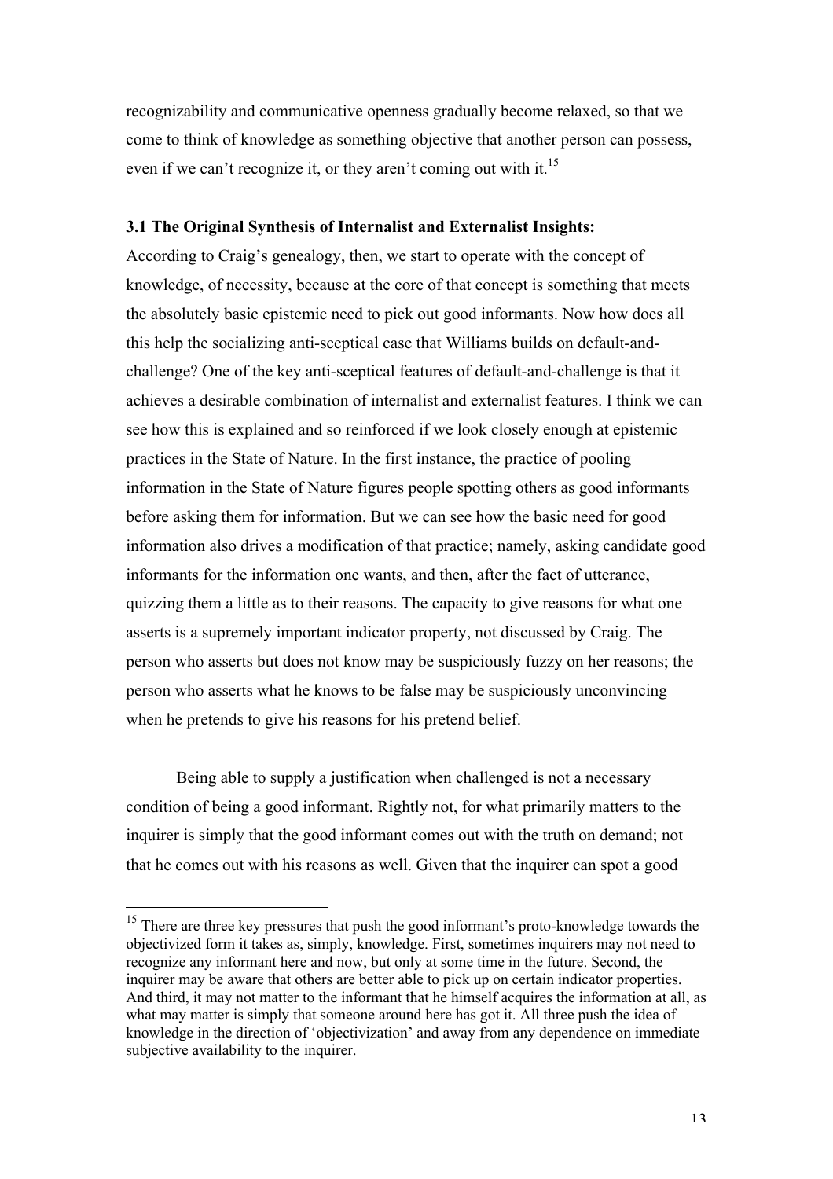recognizability and communicative openness gradually become relaxed, so that we come to think of knowledge as something objective that another person can possess, even if we can't recognize it, or they aren't coming out with it.[15]

### 3.1 The Original Synthesis of Internalist and Externalist Insights:

According to Craig's genealogy, then, we start to operate with the concept of knowledge, of necessity, because at the core of that concept is something that meets the absolutely basic epistemic need to pick out good informants. Now how does all this help the socializing anti-sceptical case that Williams builds on default-and-challenge? One of the key anti-sceptical features of default-and-challenge is that it achieves a desirable combination of internalist and externalist features. I think we can see how this is explained and so reinforced if we look closely enough at epistemic practices in the State of Nature. In the first instance, the practice of pooling information in the State of Nature figures people spotting others as good informants before asking them for information. But we can see how the basic need for good information also drives a modification of that practice; namely, asking candidate good informants for the information one wants, and then, after the fact of utterance, quizzing them a little as to their reasons. The capacity to give reasons for what one asserts is a supremely important indicator property, not discussed by Craig. The person who asserts but does not know may be suspiciously fuzzy on her reasons; the person who asserts what he knows to be false may be suspiciously unconvincing when he pretends to give his reasons for his pretend belief.

Being able to supply a justification when challenged is not a necessary condition of being a good informant. Rightly not, for what primarily matters to the inquirer is simply that the good informant comes out with the truth on demand; not that he comes out with his reasons as well. Given that the inquirer can spot a good

---

[15] There are three key pressures that push the good informant's proto-knowledge towards the objectivized form it takes as, simply, knowledge. First, sometimes inquirers may not need to recognize any informant here and now, but only at some time in the future. Second, the inquirer may be aware that others are better able to pick up on certain indicator properties. And third, it may not matter to the informant that he himself acquires the information at all, as what may matter is simply that someone around here has got it. All three push the idea of knowledge in the direction of 'objectivization' and away from any dependence on immediate subjective availability to the inquirer.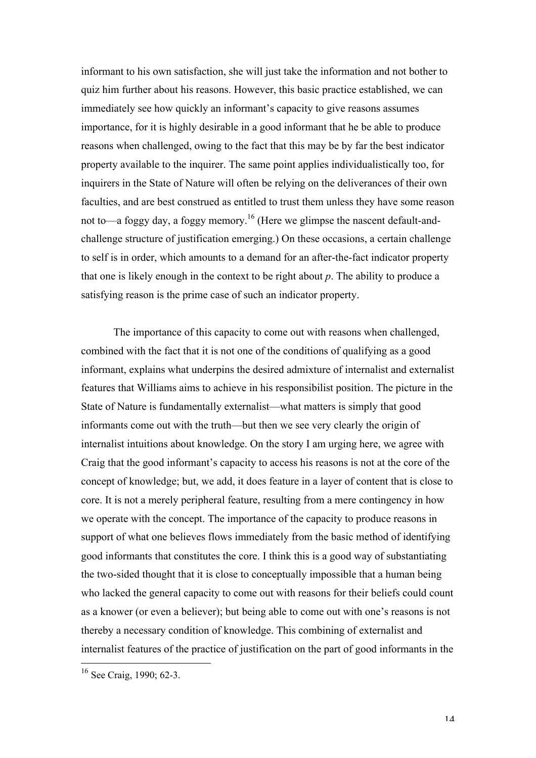informant to his own satisfaction, she will just take the information and not bother to quiz him further about his reasons. However, this basic practice established, we can immediately see how quickly an informant's capacity to give reasons assumes importance, for it is highly desirable in a good informant that he be able to produce reasons when challenged, owing to the fact that this may be by far the best indicator property available to the inquirer. The same point applies individualistically too, for inquirers in the State of Nature will often be relying on the deliverances of their own faculties, and are best construed as entitled to trust them unless they have some reason not to—a foggy day, a foggy memory.[16] (Here we glimpse the nascent default-and-challenge structure of justification emerging.) On these occasions, a certain challenge to self is in order, which amounts to a demand for an after-the-fact indicator property that one is likely enough in the context to be right about *p*. The ability to produce a satisfying reason is the prime case of such an indicator property.

The importance of this capacity to come out with reasons when challenged, combined with the fact that it is not one of the conditions of qualifying as a good informant, explains what underpins the desired admixture of internalist and externalist features that Williams aims to achieve in his responsibilist position. The picture in the State of Nature is fundamentally externalist—what matters is simply that good informants come out with the truth—but then we see very clearly the origin of internalist intuitions about knowledge. On the story I am urging here, we agree with Craig that the good informant's capacity to access his reasons is not at the core of the concept of knowledge; but, we add, it does feature in a layer of content that is close to core. It is not a merely peripheral feature, resulting from a mere contingency in how we operate with the concept. The importance of the capacity to produce reasons in support of what one believes flows immediately from the basic method of identifying good informants that constitutes the core. I think this is a good way of substantiating the two-sided thought that it is close to conceptually impossible that a human being who lacked the general capacity to come out with reasons for their beliefs could count as a knower (or even a believer); but being able to come out with one's reasons is not thereby a necessary condition of knowledge. This combining of externalist and internalist features of the practice of justification on the part of good informants in the

[16] See Craig, 1990; 62-3.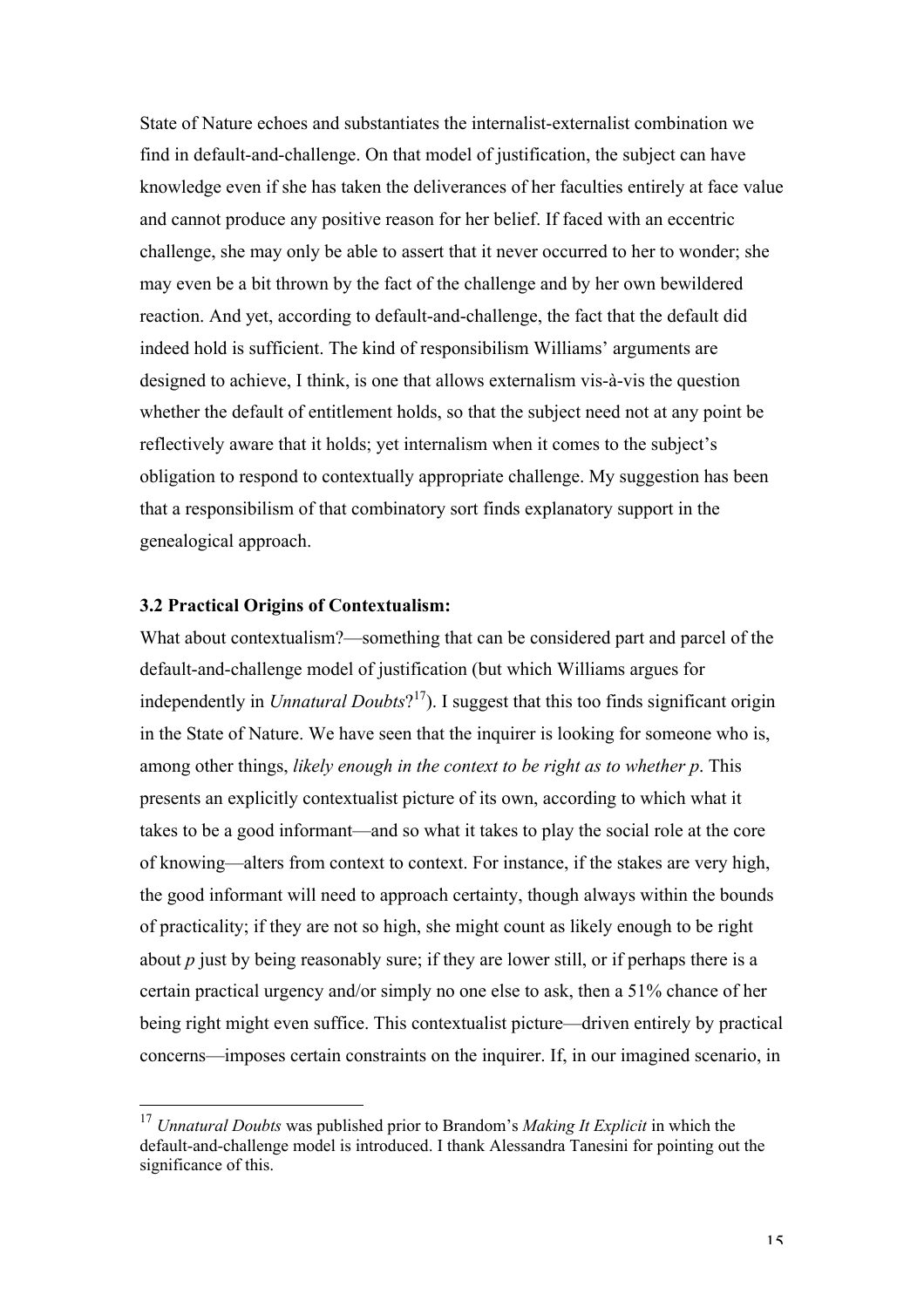State of Nature echoes and substantiates the internalist-externalist combination we find in default-and-challenge. On that model of justification, the subject can have knowledge even if she has taken the deliverances of her faculties entirely at face value and cannot produce any positive reason for her belief. If faced with an eccentric challenge, she may only be able to assert that it never occurred to her to wonder; she may even be a bit thrown by the fact of the challenge and by her own bewildered reaction. And yet, according to default-and-challenge, the fact that the default did indeed hold is sufficient. The kind of responsibilism Williams' arguments are designed to achieve, I think, is one that allows externalism vis-à-vis the question whether the default of entitlement holds, so that the subject need not at any point be reflectively aware that it holds; yet internalism when it comes to the subject's obligation to respond to contextually appropriate challenge. My suggestion has been that a responsibilism of that combinatory sort finds explanatory support in the genealogical approach.

### 3.2 Practical Origins of Contextualism:

What about contextualism?—something that can be considered part and parcel of the default-and-challenge model of justification (but which Williams argues for independently in *Unnatural Doubts*?[17]). I suggest that this too finds significant origin in the State of Nature. We have seen that the inquirer is looking for someone who is, among other things, *likely enough in the context to be right as to whether p*. This presents an explicitly contextualist picture of its own, according to which what it takes to be a good informant—and so what it takes to play the social role at the core of knowing—alters from context to context. For instance, if the stakes are very high, the good informant will need to approach certainty, though always within the bounds of practicality; if they are not so high, she might count as likely enough to be right about *p* just by being reasonably sure; if they are lower still, or if perhaps there is a certain practical urgency and/or simply no one else to ask, then a 51% chance of her being right might even suffice. This contextualist picture—driven entirely by practical concerns—imposes certain constraints on the inquirer. If, in our imagined scenario, in

---

[17] *Unnatural Doubts* was published prior to Brandom's *Making It Explicit* in which the default-and-challenge model is introduced. I thank Alessandra Tanesini for pointing out the significance of this.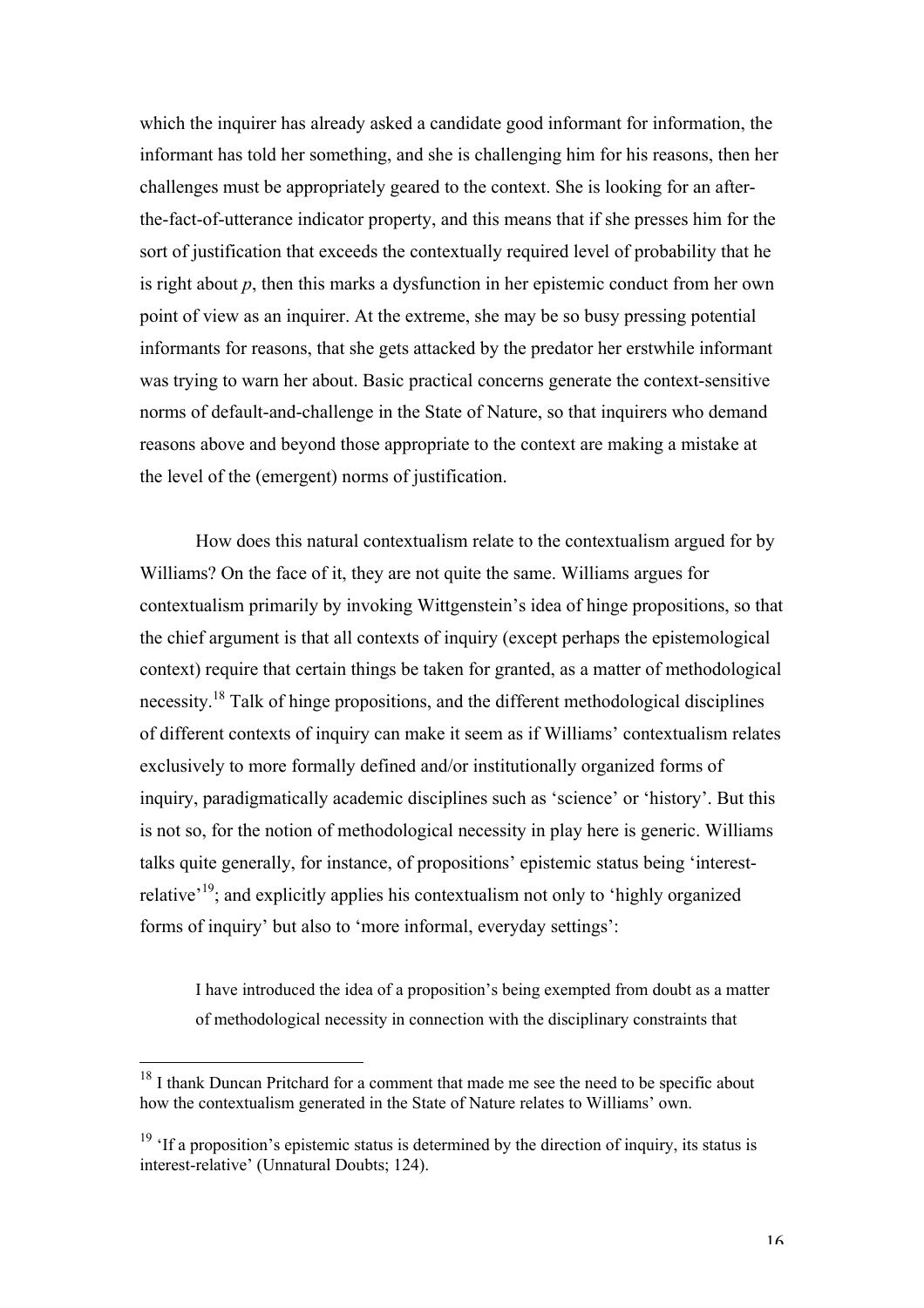which the inquirer has already asked a candidate good informant for information, the informant has told her something, and she is challenging him for his reasons, then her challenges must be appropriately geared to the context. She is looking for an after-the-fact-of-utterance indicator property, and this means that if she presses him for the sort of justification that exceeds the contextually required level of probability that he is right about *p*, then this marks a dysfunction in her epistemic conduct from her own point of view as an inquirer. At the extreme, she may be so busy pressing potential informants for reasons, that she gets attacked by the predator her erstwhile informant was trying to warn her about. Basic practical concerns generate the context-sensitive norms of default-and-challenge in the State of Nature, so that inquirers who demand reasons above and beyond those appropriate to the context are making a mistake at the level of the (emergent) norms of justification.

How does this natural contextualism relate to the contextualism argued for by Williams? On the face of it, they are not quite the same. Williams argues for contextualism primarily by invoking Wittgenstein's idea of hinge propositions, so that the chief argument is that all contexts of inquiry (except perhaps the epistemological context) require that certain things be taken for granted, as a matter of methodological necessity.[18] Talk of hinge propositions, and the different methodological disciplines of different contexts of inquiry can make it seem as if Williams' contextualism relates exclusively to more formally defined and/or institutionally organized forms of inquiry, paradigmatically academic disciplines such as 'science' or 'history'. But this is not so, for the notion of methodological necessity in play here is generic. Williams talks quite generally, for instance, of propositions' epistemic status being 'interest-relative'[19]; and explicitly applies his contextualism not only to 'highly organized forms of inquiry' but also to 'more informal, everyday settings':

> I have introduced the idea of a proposition's being exempted from doubt as a matter of methodological necessity in connection with the disciplinary constraints that

---

[18] I thank Duncan Pritchard for a comment that made me see the need to be specific about how the contextualism generated in the State of Nature relates to Williams' own.

[19] 'If a proposition's epistemic status is determined by the direction of inquiry, its status is interest-relative' (Unnatural Doubts; 124).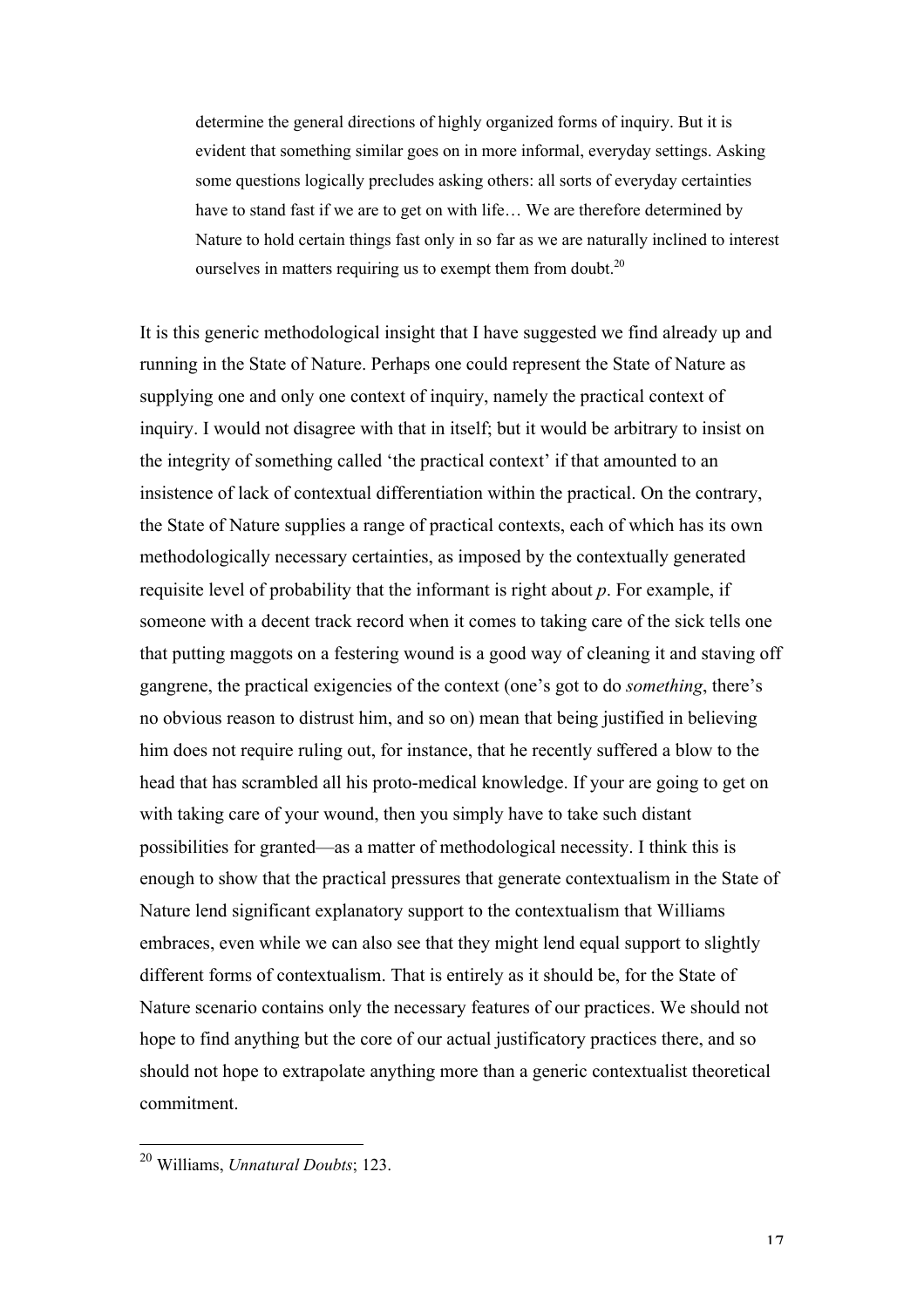> determine the general directions of highly organized forms of inquiry. But it is evident that something similar goes on in more informal, everyday settings. Asking some questions logically precludes asking others: all sorts of everyday certainties have to stand fast if we are to get on with life… We are therefore determined by Nature to hold certain things fast only in so far as we are naturally inclined to interest ourselves in matters requiring us to exempt them from doubt.[20]

It is this generic methodological insight that I have suggested we find already up and running in the State of Nature. Perhaps one could represent the State of Nature as supplying one and only one context of inquiry, namely the practical context of inquiry. I would not disagree with that in itself; but it would be arbitrary to insist on the integrity of something called 'the practical context' if that amounted to an insistence of lack of contextual differentiation within the practical. On the contrary, the State of Nature supplies a range of practical contexts, each of which has its own methodologically necessary certainties, as imposed by the contextually generated requisite level of probability that the informant is right about *p*. For example, if someone with a decent track record when it comes to taking care of the sick tells one that putting maggots on a festering wound is a good way of cleaning it and staving off gangrene, the practical exigencies of the context (one's got to do *something*, there's no obvious reason to distrust him, and so on) mean that being justified in believing him does not require ruling out, for instance, that he recently suffered a blow to the head that has scrambled all his proto-medical knowledge. If your are going to get on with taking care of your wound, then you simply have to take such distant possibilities for granted—as a matter of methodological necessity. I think this is enough to show that the practical pressures that generate contextualism in the State of Nature lend significant explanatory support to the contextualism that Williams embraces, even while we can also see that they might lend equal support to slightly different forms of contextualism. That is entirely as it should be, for the State of Nature scenario contains only the necessary features of our practices. We should not hope to find anything but the core of our actual justificatory practices there, and so should not hope to extrapolate anything more than a generic contextualist theoretical commitment.

---

[20] Williams, *Unnatural Doubts*; 123.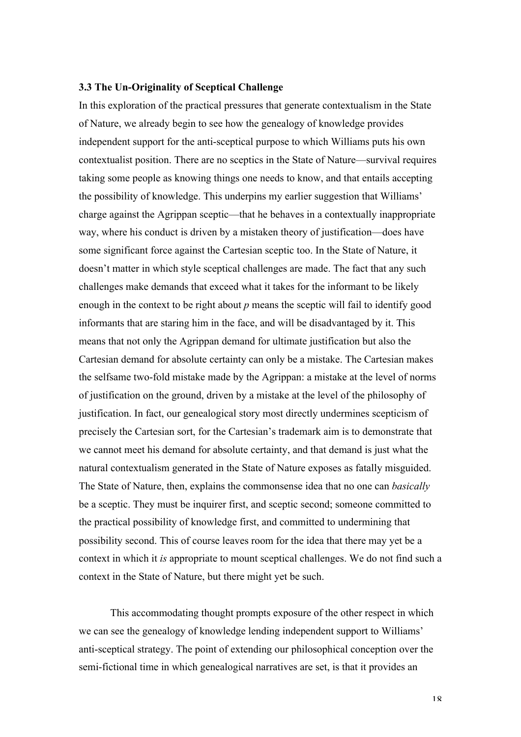### 3.3 The Un-Originality of Sceptical Challenge

In this exploration of the practical pressures that generate contextualism in the State of Nature, we already begin to see how the genealogy of knowledge provides independent support for the anti-sceptical purpose to which Williams puts his own contextualist position. There are no sceptics in the State of Nature—survival requires taking some people as knowing things one needs to know, and that entails accepting the possibility of knowledge. This underpins my earlier suggestion that Williams' charge against the Agrippan sceptic—that he behaves in a contextually inappropriate way, where his conduct is driven by a mistaken theory of justification—does have some significant force against the Cartesian sceptic too. In the State of Nature, it doesn't matter in which style sceptical challenges are made. The fact that any such challenges make demands that exceed what it takes for the informant to be likely enough in the context to be right about *p* means the sceptic will fail to identify good informants that are staring him in the face, and will be disadvantaged by it. This means that not only the Agrippan demand for ultimate justification but also the Cartesian demand for absolute certainty can only be a mistake. The Cartesian makes the selfsame two-fold mistake made by the Agrippan: a mistake at the level of norms of justification on the ground, driven by a mistake at the level of the philosophy of justification. In fact, our genealogical story most directly undermines scepticism of precisely the Cartesian sort, for the Cartesian's trademark aim is to demonstrate that we cannot meet his demand for absolute certainty, and that demand is just what the natural contextualism generated in the State of Nature exposes as fatally misguided. The State of Nature, then, explains the commonsense idea that no one can *basically* be a sceptic. They must be inquirer first, and sceptic second; someone committed to the practical possibility of knowledge first, and committed to undermining that possibility second. This of course leaves room for the idea that there may yet be a context in which it *is* appropriate to mount sceptical challenges. We do not find such a context in the State of Nature, but there might yet be such.

This accommodating thought prompts exposure of the other respect in which we can see the genealogy of knowledge lending independent support to Williams' anti-sceptical strategy. The point of extending our philosophical conception over the semi-fictional time in which genealogical narratives are set, is that it provides an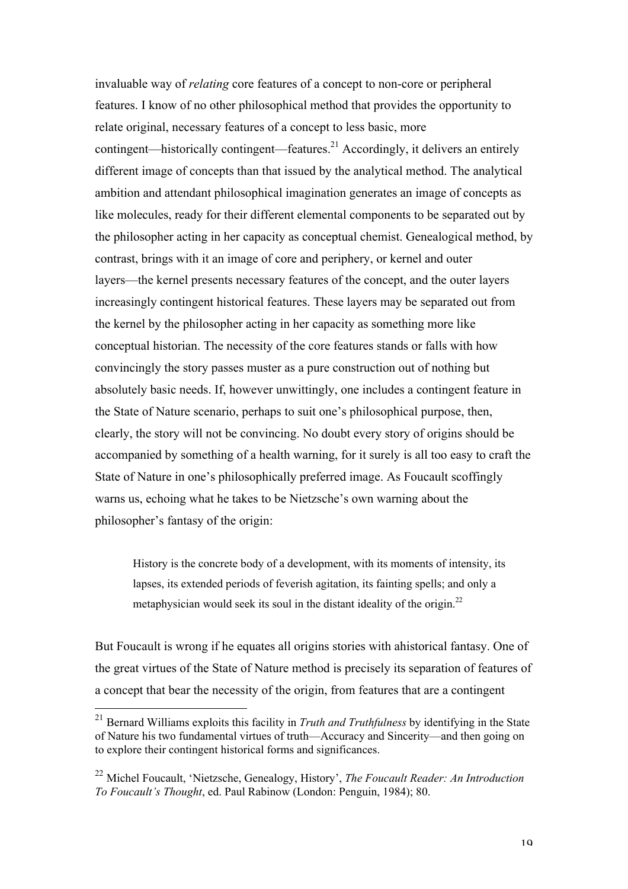invaluable way of *relating* core features of a concept to non-core or peripheral features. I know of no other philosophical method that provides the opportunity to relate original, necessary features of a concept to less basic, more contingent—historically contingent—features.[21] Accordingly, it delivers an entirely different image of concepts than that issued by the analytical method. The analytical ambition and attendant philosophical imagination generates an image of concepts as like molecules, ready for their different elemental components to be separated out by the philosopher acting in her capacity as conceptual chemist. Genealogical method, by contrast, brings with it an image of core and periphery, or kernel and outer layers—the kernel presents necessary features of the concept, and the outer layers increasingly contingent historical features. These layers may be separated out from the kernel by the philosopher acting in her capacity as something more like conceptual historian. The necessity of the core features stands or falls with how convincingly the story passes muster as a pure construction out of nothing but absolutely basic needs. If, however unwittingly, one includes a contingent feature in the State of Nature scenario, perhaps to suit one's philosophical purpose, then, clearly, the story will not be convincing. No doubt every story of origins should be accompanied by something of a health warning, for it surely is all too easy to craft the State of Nature in one's philosophically preferred image. As Foucault scoffingly warns us, echoing what he takes to be Nietzsche's own warning about the philosopher's fantasy of the origin:

> History is the concrete body of a development, with its moments of intensity, its lapses, its extended periods of feverish agitation, its fainting spells; and only a metaphysician would seek its soul in the distant ideality of the origin.[22]

But Foucault is wrong if he equates all origins stories with ahistorical fantasy. One of the great virtues of the State of Nature method is precisely its separation of features of a concept that bear the necessity of the origin, from features that are a contingent

---

[21] Bernard Williams exploits this facility in *Truth and Truthfulness* by identifying in the State of Nature his two fundamental virtues of truth—Accuracy and Sincerity—and then going on to explore their contingent historical forms and significances.

[22] Michel Foucault, 'Nietzsche, Genealogy, History', *The Foucault Reader: An Introduction To Foucault's Thought*, ed. Paul Rabinow (London: Penguin, 1984); 80.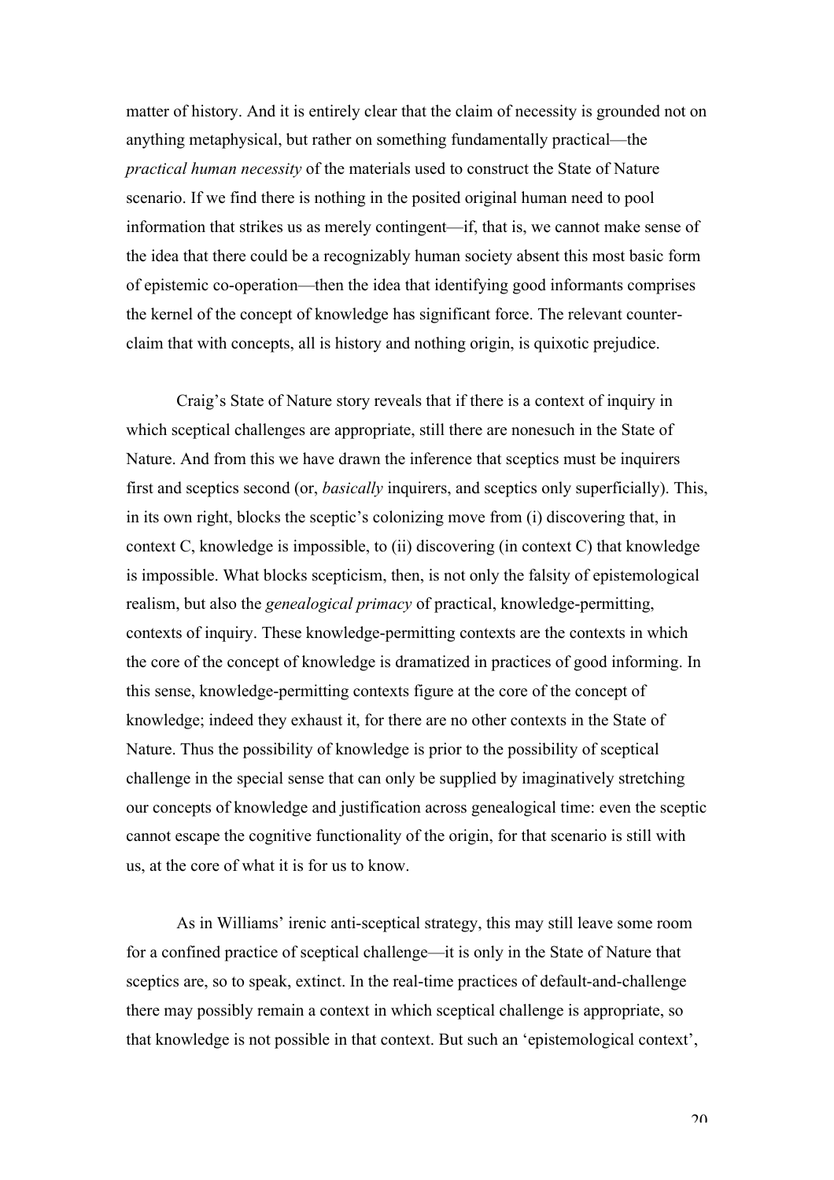matter of history. And it is entirely clear that the claim of necessity is grounded not on anything metaphysical, but rather on something fundamentally practical—the *practical human necessity* of the materials used to construct the State of Nature scenario. If we find there is nothing in the posited original human need to pool information that strikes us as merely contingent—if, that is, we cannot make sense of the idea that there could be a recognizably human society absent this most basic form of epistemic co-operation—then the idea that identifying good informants comprises the kernel of the concept of knowledge has significant force. The relevant counter-claim that with concepts, all is history and nothing origin, is quixotic prejudice.

Craig's State of Nature story reveals that if there is a context of inquiry in which sceptical challenges are appropriate, still there are nonesuch in the State of Nature. And from this we have drawn the inference that sceptics must be inquirers first and sceptics second (or, *basically* inquirers, and sceptics only superficially). This, in its own right, blocks the sceptic's colonizing move from (i) discovering that, in context C, knowledge is impossible, to (ii) discovering (in context C) that knowledge is impossible. What blocks scepticism, then, is not only the falsity of epistemological realism, but also the *genealogical primacy* of practical, knowledge-permitting, contexts of inquiry. These knowledge-permitting contexts are the contexts in which the core of the concept of knowledge is dramatized in practices of good informing. In this sense, knowledge-permitting contexts figure at the core of the concept of knowledge; indeed they exhaust it, for there are no other contexts in the State of Nature. Thus the possibility of knowledge is prior to the possibility of sceptical challenge in the special sense that can only be supplied by imaginatively stretching our concepts of knowledge and justification across genealogical time: even the sceptic cannot escape the cognitive functionality of the origin, for that scenario is still with us, at the core of what it is for us to know.

As in Williams' irenic anti-sceptical strategy, this may still leave some room for a confined practice of sceptical challenge—it is only in the State of Nature that sceptics are, so to speak, extinct. In the real-time practices of default-and-challenge there may possibly remain a context in which sceptical challenge is appropriate, so that knowledge is not possible in that context. But such an 'epistemological context',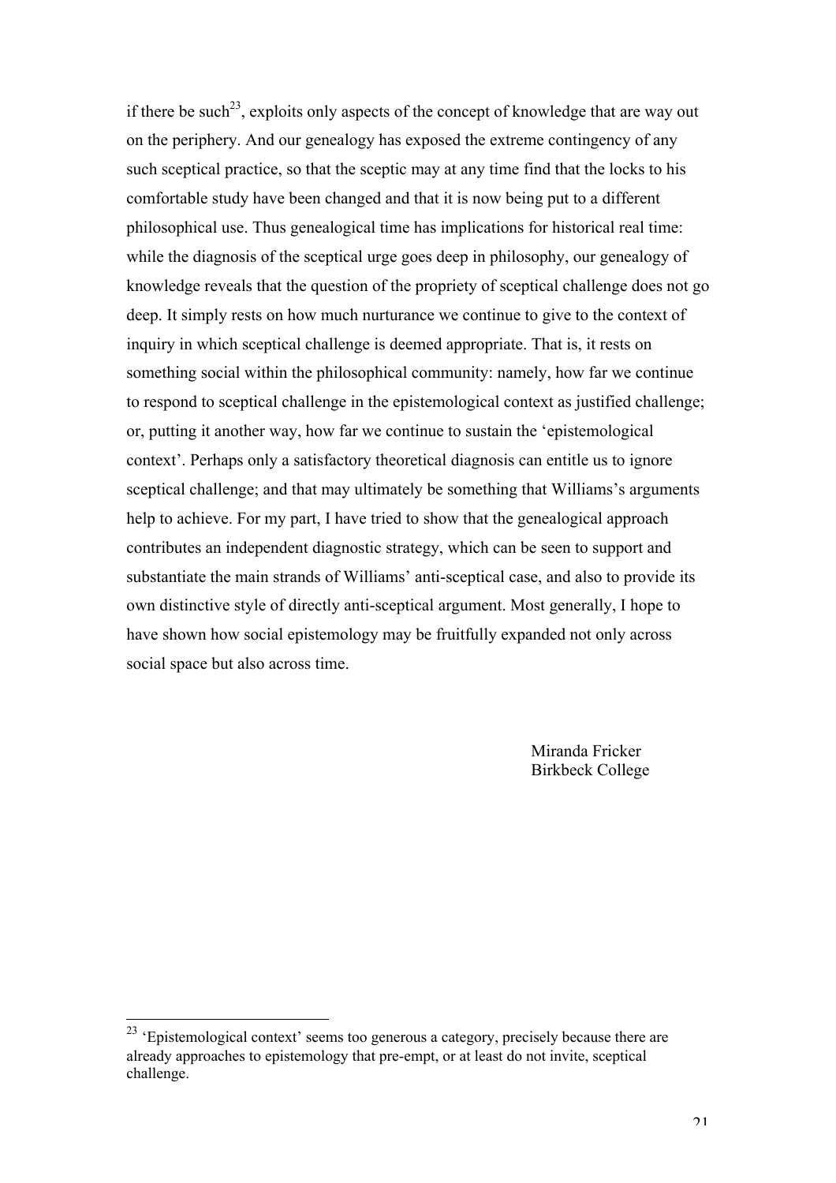if there be such[23], exploits only aspects of the concept of knowledge that are way out on the periphery. And our genealogy has exposed the extreme contingency of any such sceptical practice, so that the sceptic may at any time find that the locks to his comfortable study have been changed and that it is now being put to a different philosophical use. Thus genealogical time has implications for historical real time: while the diagnosis of the sceptical urge goes deep in philosophy, our genealogy of knowledge reveals that the question of the propriety of sceptical challenge does not go deep. It simply rests on how much nurturance we continue to give to the context of inquiry in which sceptical challenge is deemed appropriate. That is, it rests on something social within the philosophical community: namely, how far we continue to respond to sceptical challenge in the epistemological context as justified challenge; or, putting it another way, how far we continue to sustain the 'epistemological context'. Perhaps only a satisfactory theoretical diagnosis can entitle us to ignore sceptical challenge; and that may ultimately be something that Williams's arguments help to achieve. For my part, I have tried to show that the genealogical approach contributes an independent diagnostic strategy, which can be seen to support and substantiate the main strands of Williams' anti-sceptical case, and also to provide its own distinctive style of directly anti-sceptical argument. Most generally, I hope to have shown how social epistemology may be fruitfully expanded not only across social space but also across time.

Miranda Fricker
Birkbeck College

[23] 'Epistemological context' seems too generous a category, precisely because there are already approaches to epistemology that pre-empt, or at least do not invite, sceptical challenge.